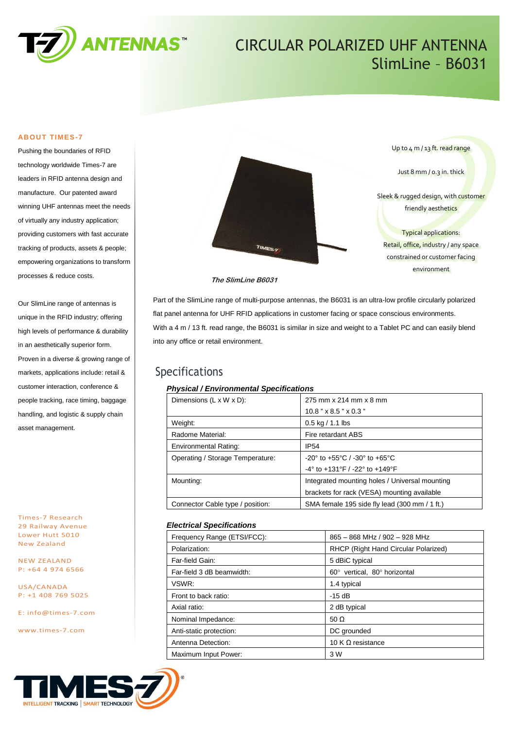# CIRCULAR POLARIZED UHF ANTENNA
## SlimLine – B6031

### ABOUT TIMES-7

Pushing the boundaries of RFID technology worldwide Times-7 are leaders in RFID antenna design and manufacture. Our patented award winning UHF antennas meet the needs of virtually any industry application; providing customers with fast accurate tracking of products, assets & people; empowering organizations to transform processes & reduce costs.

Our SlimLine range of antennas is unique in the RFID industry; offering high levels of performance & durability in an aesthetically superior form. Proven in a diverse & growing range of markets, applications include: retail & customer interaction, conference & people tracking, race timing, baggage handling, and logistic & supply chain asset management.

Times-7 Research
29 Railway Avenue
Lower Hutt 5010
New Zealand

NEW ZEALAND
P: +64 4 974 6566

USA/CANADA
P: +1 408 769 5025

E: info@times-7.com

www.times-7.com

*The SlimLine B6031*

Up to 4 m / 13 ft. read range

Just 8 mm / 0.3 in. thick

Sleek & rugged design, with customer friendly aesthetics

Typical applications:
Retail, office, industry / any space constrained or customer facing environment

Part of the SlimLine range of multi-purpose antennas, the B6031 is an ultra-low profile circularly polarized flat panel antenna for UHF RFID applications in customer facing or space conscious environments. With a 4 m / 13 ft. read range, the B6031 is similar in size and weight to a Tablet PC and can easily blend into any office or retail environment.

## Specifications

### *Physical / Environmental Specifications*

| | |
|---|---|
| Dimensions (L x W x D): | 275 mm x 214 mm x 8 mm<br>10.8 " x 8.5 " x 0.3 " |
| Weight: | 0.5 kg / 1.1 lbs |
| Radome Material: | Fire retardant ABS |
| Environmental Rating: | IP54 |
| Operating / Storage Temperature: | -20° to +55°C / -30° to +65°C<br>-4° to +131°F / -22° to +149°F |
| Mounting: | Integrated mounting holes / Universal mounting brackets for rack (VESA) mounting available |
| Connector Cable type / position: | SMA female 195 side fly lead (300 mm / 1 ft.) |

### *Electrical Specifications*

| | |
|---|---|
| Frequency Range (ETSI/FCC): | 865 – 868 MHz / 902 – 928 MHz |
| Polarization: | RHCP (Right Hand Circular Polarized) |
| Far-field Gain: | 5 dBiC typical |
| Far-field 3 dB beamwidth: | 60° vertical, 80° horizontal |
| VSWR: | 1.4 typical |
| Front to back ratio: | -15 dB |
| Axial ratio: | 2 dB typical |
| Nominal Impedance: | 50 Ω |
| Anti-static protection: | DC grounded |
| Antenna Detection: | 10 K Ω resistance |
| Maximum Input Power: | 3 W |

TIMES-7 INTELLIGENT TRACKING | SMART TECHNOLOGY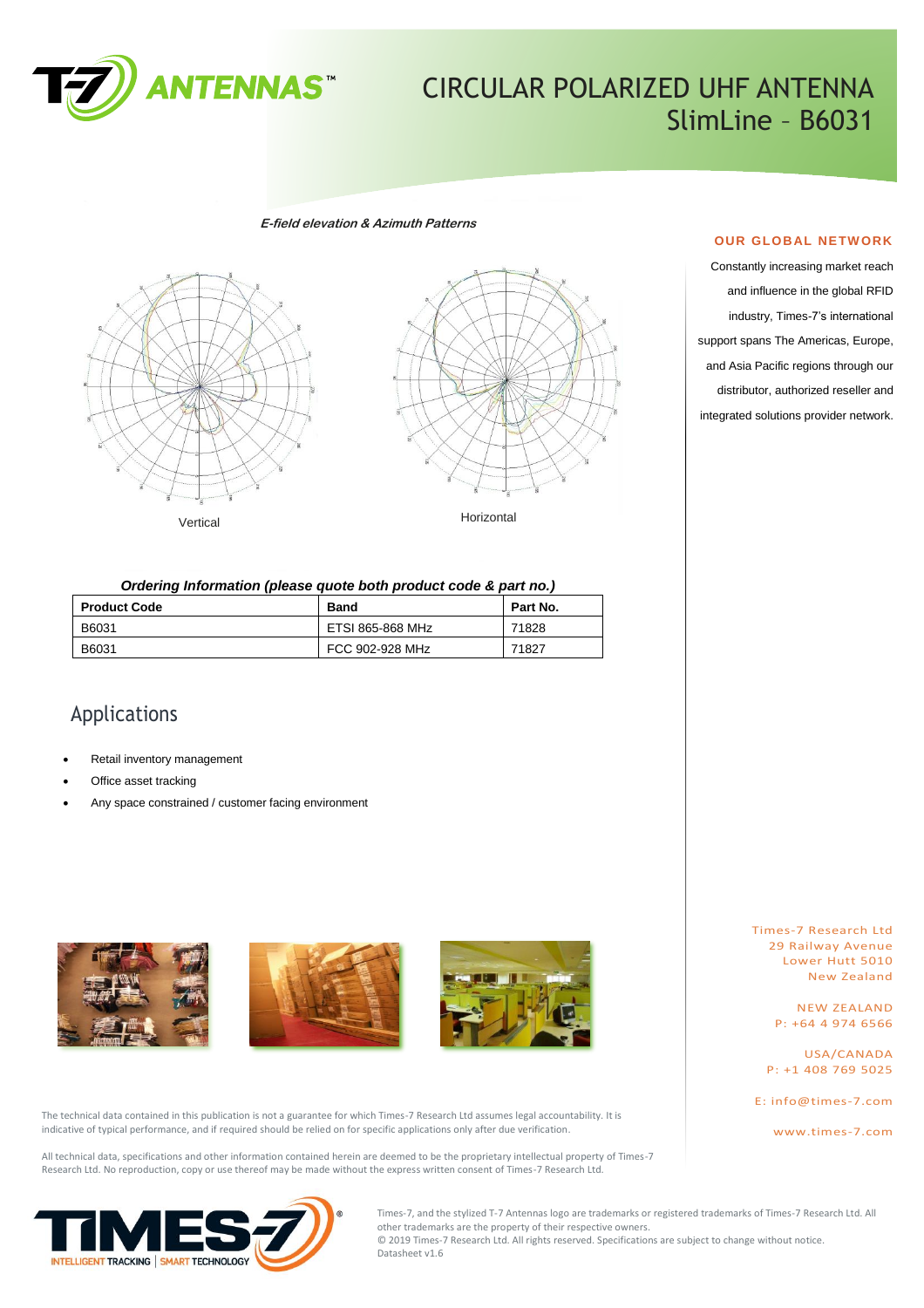# CIRCULAR POLARIZED UHF ANTENNA
## SlimLine – B6031

***E-field elevation & Azimuth Patterns***

Vertical

Horizontal

***Ordering Information (please quote both product code & part no.)***

| Product Code | Band | Part No. |
|---|---|---|
| B6031 | ETSI 865-868 MHz | 71828 |
| B6031 | FCC 902-928 MHz | 71827 |

## Applications

- Retail inventory management
- Office asset tracking
- Any space constrained / customer facing environment

**OUR GLOBAL NETWORK**

Constantly increasing market reach and influence in the global RFID industry, Times-7's international support spans The Americas, Europe, and Asia Pacific regions through our distributor, authorized reseller and integrated solutions provider network.

Times-7 Research Ltd
29 Railway Avenue
Lower Hutt 5010
New Zealand

NEW ZEALAND
P: +64 4 974 6566

USA/CANADA
P: +1 408 769 5025

E: info@times-7.com

www.times-7.com

The technical data contained in this publication is not a guarantee for which Times-7 Research Ltd assumes legal accountability. It is indicative of typical performance, and if required should be relied on for specific applications only after due verification.

All technical data, specifications and other information contained herein are deemed to be the proprietary intellectual property of Times-7 Research Ltd. No reproduction, copy or use thereof may be made without the express written consent of Times-7 Research Ltd.

Times-7, and the stylized T-7 Antennas logo are trademarks or registered trademarks of Times-7 Research Ltd. All other trademarks are the property of their respective owners.
© 2019 Times-7 Research Ltd. All rights reserved. Specifications are subject to change without notice.
Datasheet v1.6